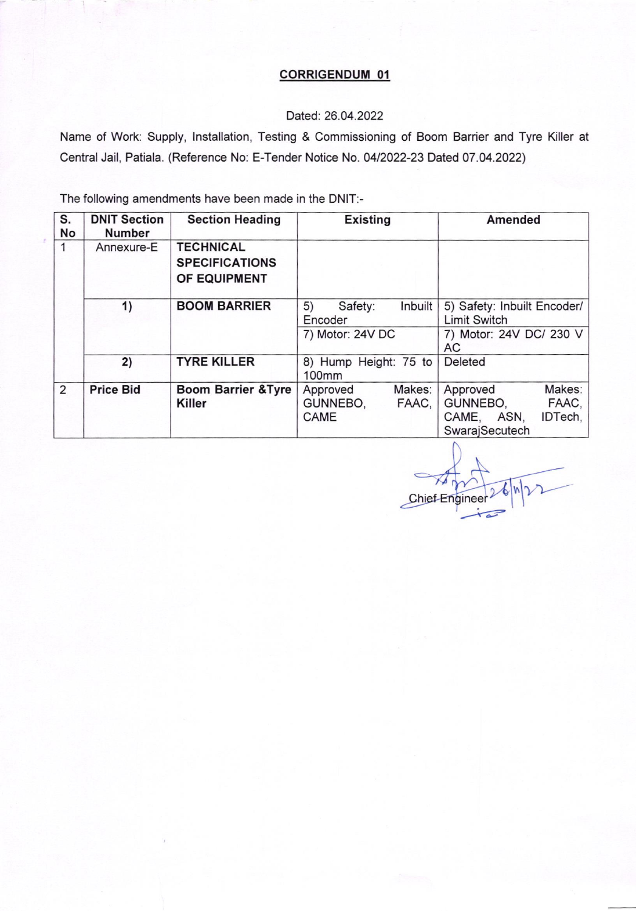**CORRIGENDUM 01**

Dated: 26.04.2022

Name of Work: Supply, Installation, Testing & Commissioning of Boom Barrier and Tyre Killer at Central Jail, Patiala. (Reference No: E-Tender Notice No. 04/2022-23 Dated 07.04.2022)

The following amendments have been made in the DNIT:-

| S. No | DNIT Section Number | Section Heading | Existing | Amended |
|---|---|---|---|---|
| 1 | Annexure-E | **TECHNICAL SPECIFICATIONS OF EQUIPMENT** | | |
| | **1)** | **BOOM BARRIER** | 5) Safety: Inbuilt Encoder | 5) Safety: Inbuilt Encoder/ Limit Switch |
| | | | 7) Motor: 24V DC | 7) Motor: 24V DC/ 230 V AC |
| | **2)** | **TYRE KILLER** | 8) Hump Height: 75 to 100mm | Deleted |
| 2 | **Price Bid** | **Boom Barrier &Tyre Killer** | Approved Makes: GUNNEBO, FAAC, CAME | Approved Makes: GUNNEBO, FAAC, CAME, ASN, IDTech, SwarajSecutech |

Chief Engineer 26/4/22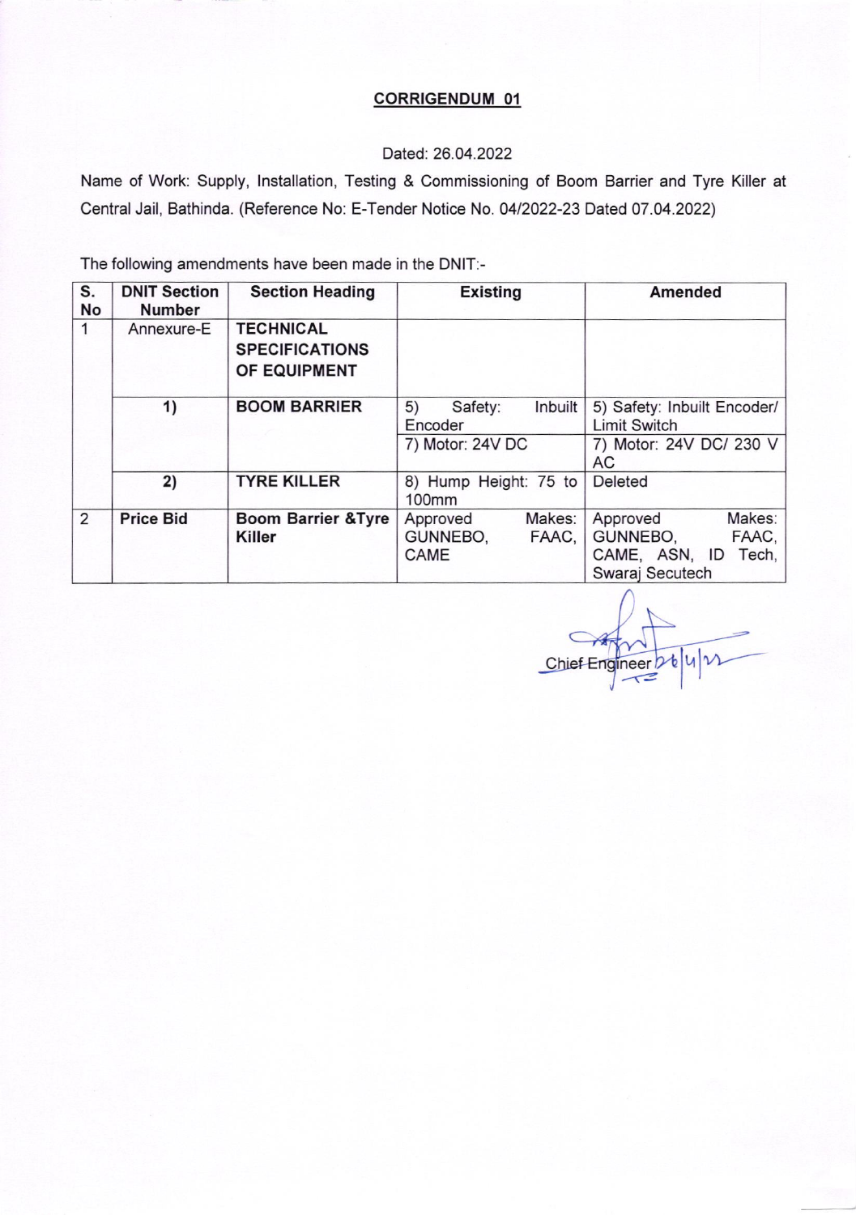## CORRIGENDUM 01

Dated: 26.04.2022

Name of Work: Supply, Installation, Testing & Commissioning of Boom Barrier and Tyre Killer at Central Jail, Bathinda. (Reference No: E-Tender Notice No. 04/2022-23 Dated 07.04.2022)

The following amendments have been made in the DNIT:-

| S. No | DNIT Section Number | Section Heading | Existing | Amended |
|---|---|---|---|---|
| 1 | Annexure-E | **TECHNICAL SPECIFICATIONS OF EQUIPMENT** | | |
| | **1)** | **BOOM BARRIER** | 5) Safety: Inbuilt Encoder | 5) Safety: Inbuilt Encoder/ Limit Switch |
| | | | 7) Motor: 24V DC | 7) Motor: 24V DC/ 230 V AC |
| | **2)** | **TYRE KILLER** | 8) Hump Height: 75 to 100mm | Deleted |
| 2 | **Price Bid** | **Boom Barrier &Tyre Killer** | Approved Makes: GUNNEBO, FAAC, CAME | Approved Makes: GUNNEBO, FAAC, CAME, ASN, ID Tech, Swaraj Secutech |

Chief Engineer 26/4/22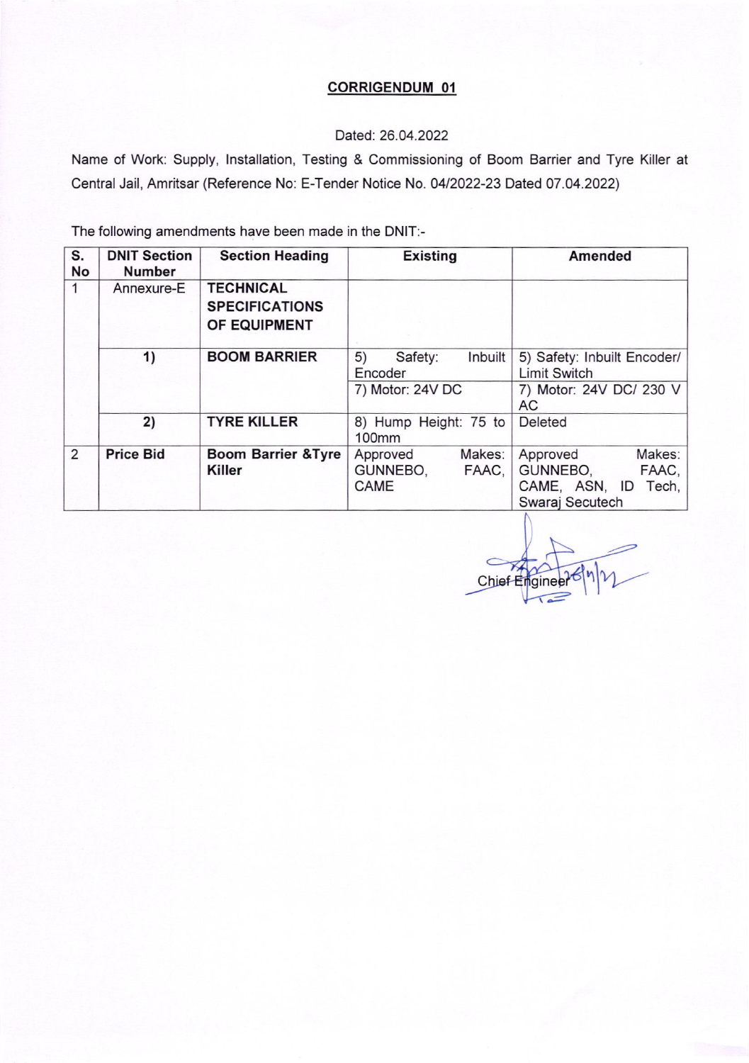## CORRIGENDUM 01

Dated: 26.04.2022

Name of Work: Supply, Installation, Testing & Commissioning of Boom Barrier and Tyre Killer at Central Jail, Amritsar (Reference No: E-Tender Notice No. 04/2022-23 Dated 07.04.2022)

The following amendments have been made in the DNIT:-

| S. No | DNIT Section Number | Section Heading | Existing | Amended |
|---|---|---|---|---|
| 1 | Annexure-E | **TECHNICAL SPECIFICATIONS OF EQUIPMENT** | | |
| | **1)** | **BOOM BARRIER** | 5) Safety: Inbuilt Encoder | 5) Safety: Inbuilt Encoder/ Limit Switch |
| | | | 7) Motor: 24V DC | 7) Motor: 24V DC/ 230 V AC |
| | **2)** | **TYRE KILLER** | 8) Hump Height: 75 to 100mm | Deleted |
| 2 | **Price Bid** | **Boom Barrier &Tyre Killer** | Approved Makes: GUNNEBO, FAAC, CAME | Approved Makes: GUNNEBO, FAAC, CAME, ASN, ID Tech, Swaraj Secutech |

Chief Engineer 26/4/22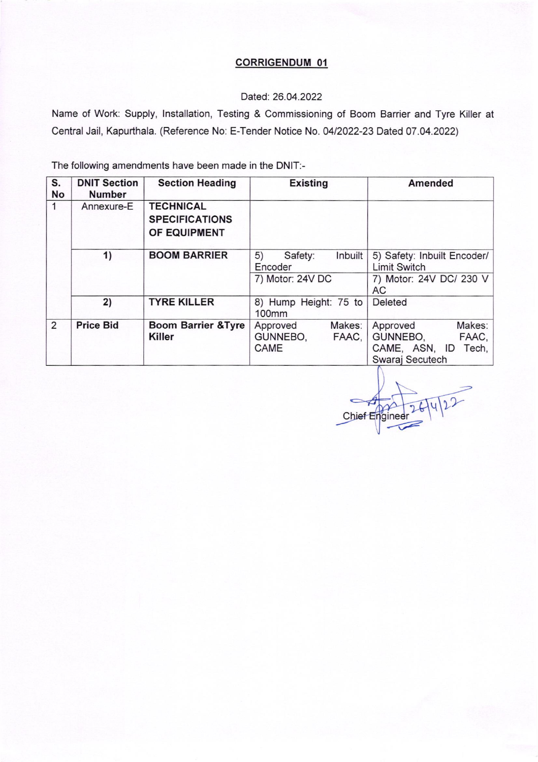## CORRIGENDUM 01

Dated: 26.04.2022

Name of Work: Supply, Installation, Testing & Commissioning of Boom Barrier and Tyre Killer at Central Jail, Kapurthala. (Reference No: E-Tender Notice No. 04/2022-23 Dated 07.04.2022)

The following amendments have been made in the DNIT:-

| S. No | DNIT Section Number | Section Heading | Existing | Amended |
|---|---|---|---|---|
| 1 | Annexure-E | **TECHNICAL SPECIFICATIONS OF EQUIPMENT** | | |
| | **1)** | **BOOM BARRIER** | 5) Safety: Inbuilt Encoder | 5) Safety: Inbuilt Encoder/ Limit Switch |
| | | | 7) Motor: 24V DC | 7) Motor: 24V DC/ 230 V AC |
| | **2)** | **TYRE KILLER** | 8) Hump Height: 75 to 100mm | Deleted |
| 2 | **Price Bid** | **Boom Barrier &Tyre Killer** | Approved Makes: GUNNEBO, FAAC, CAME | Approved Makes: GUNNEBO, FAAC, CAME, ASN, ID Tech, Swaraj Secutech |

Chief Engineer 26/4/22